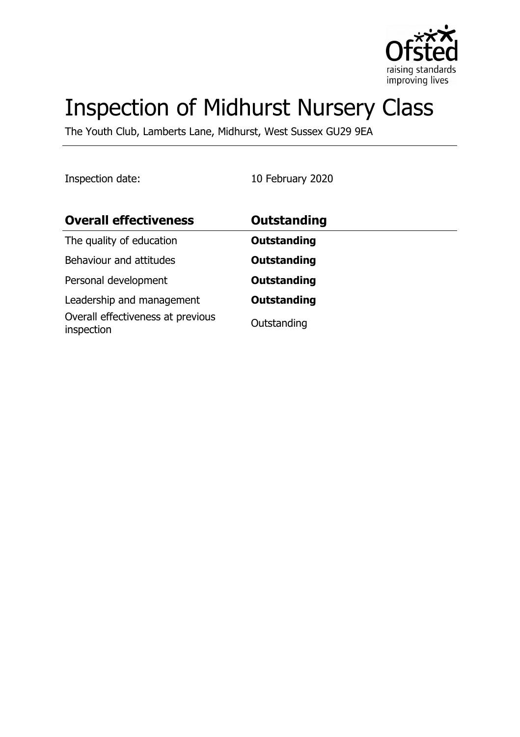# Inspection of Midhurst Nursery Class

The Youth Club, Lamberts Lane, Midhurst, West Sussex GU29 9EA

Inspection date: 10 February 2020

| **Overall effectiveness** | **Outstanding** |
| --- | --- |
| The quality of education | **Outstanding** |
| Behaviour and attitudes | **Outstanding** |
| Personal development | **Outstanding** |
| Leadership and management | **Outstanding** |
| Overall effectiveness at previous inspection | Outstanding |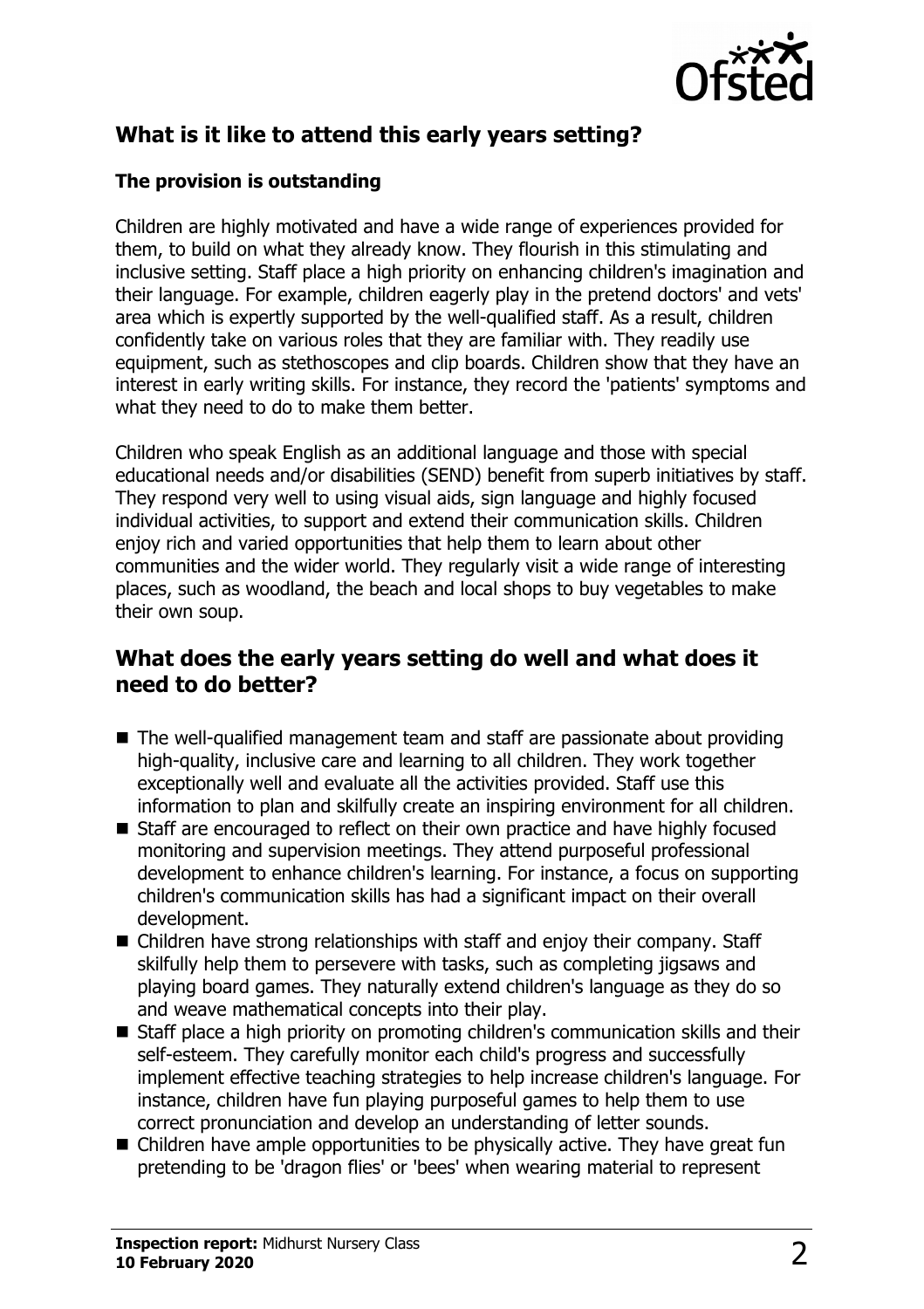## What is it like to attend this early years setting?

### The provision is outstanding

Children are highly motivated and have a wide range of experiences provided for them, to build on what they already know. They flourish in this stimulating and inclusive setting. Staff place a high priority on enhancing children's imagination and their language. For example, children eagerly play in the pretend doctors' and vets' area which is expertly supported by the well-qualified staff. As a result, children confidently take on various roles that they are familiar with. They readily use equipment, such as stethoscopes and clip boards. Children show that they have an interest in early writing skills. For instance, they record the 'patients' symptoms and what they need to do to make them better.

Children who speak English as an additional language and those with special educational needs and/or disabilities (SEND) benefit from superb initiatives by staff. They respond very well to using visual aids, sign language and highly focused individual activities, to support and extend their communication skills. Children enjoy rich and varied opportunities that help them to learn about other communities and the wider world. They regularly visit a wide range of interesting places, such as woodland, the beach and local shops to buy vegetables to make their own soup.

## What does the early years setting do well and what does it need to do better?

- The well-qualified management team and staff are passionate about providing high-quality, inclusive care and learning to all children. They work together exceptionally well and evaluate all the activities provided. Staff use this information to plan and skilfully create an inspiring environment for all children.
- Staff are encouraged to reflect on their own practice and have highly focused monitoring and supervision meetings. They attend purposeful professional development to enhance children's learning. For instance, a focus on supporting children's communication skills has had a significant impact on their overall development.
- Children have strong relationships with staff and enjoy their company. Staff skilfully help them to persevere with tasks, such as completing jigsaws and playing board games. They naturally extend children's language as they do so and weave mathematical concepts into their play.
- Staff place a high priority on promoting children's communication skills and their self-esteem. They carefully monitor each child's progress and successfully implement effective teaching strategies to help increase children's language. For instance, children have fun playing purposeful games to help them to use correct pronunciation and develop an understanding of letter sounds.
- Children have ample opportunities to be physically active. They have great fun pretending to be 'dragon flies' or 'bees' when wearing material to represent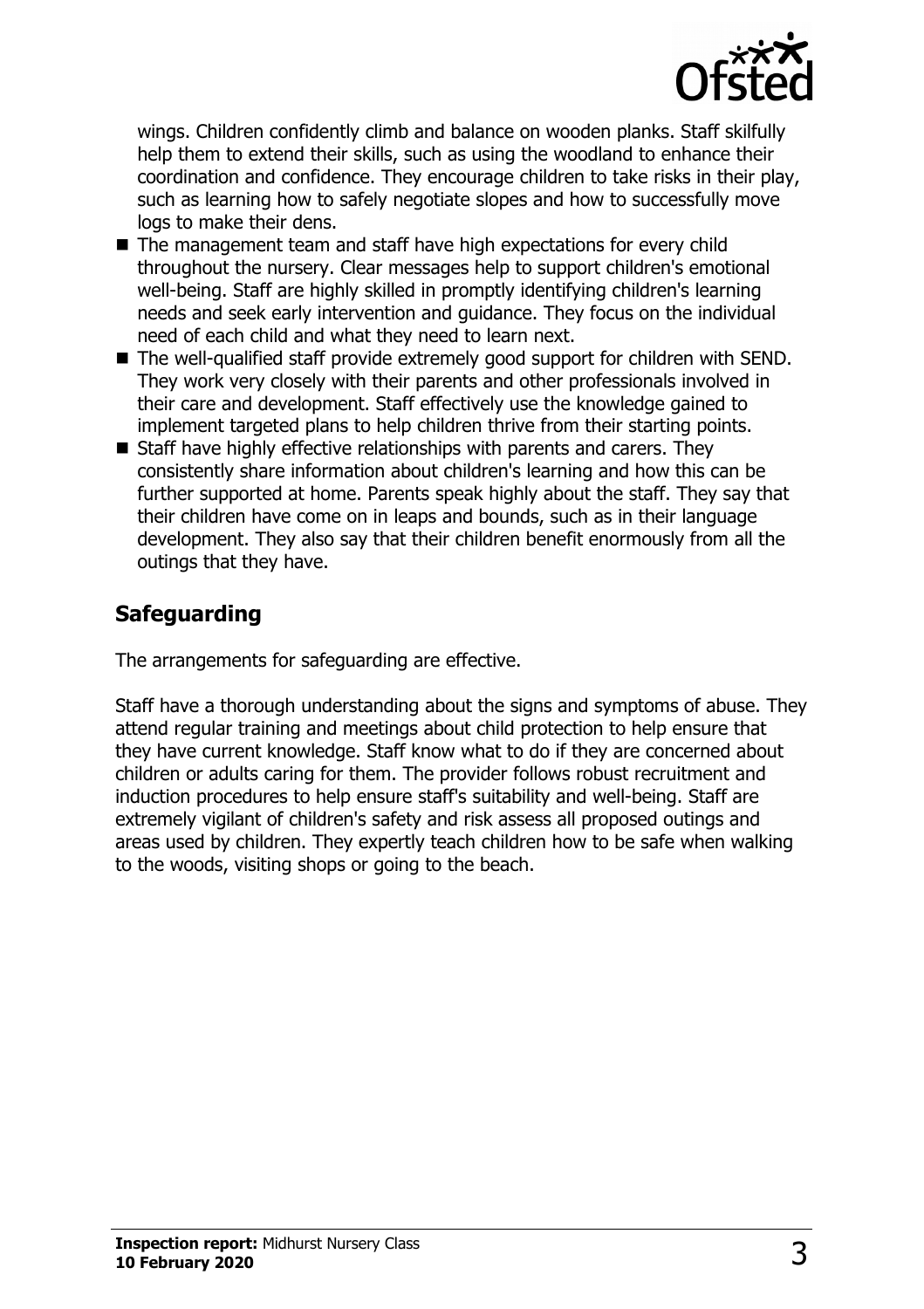wings. Children confidently climb and balance on wooden planks. Staff skilfully help them to extend their skills, such as using the woodland to enhance their coordination and confidence. They encourage children to take risks in their play, such as learning how to safely negotiate slopes and how to successfully move logs to make their dens.

- The management team and staff have high expectations for every child throughout the nursery. Clear messages help to support children's emotional well-being. Staff are highly skilled in promptly identifying children's learning needs and seek early intervention and guidance. They focus on the individual need of each child and what they need to learn next.
- The well-qualified staff provide extremely good support for children with SEND. They work very closely with their parents and other professionals involved in their care and development. Staff effectively use the knowledge gained to implement targeted plans to help children thrive from their starting points.
- Staff have highly effective relationships with parents and carers. They consistently share information about children's learning and how this can be further supported at home. Parents speak highly about the staff. They say that their children have come on in leaps and bounds, such as in their language development. They also say that their children benefit enormously from all the outings that they have.

## Safeguarding

The arrangements for safeguarding are effective.

Staff have a thorough understanding about the signs and symptoms of abuse. They attend regular training and meetings about child protection to help ensure that they have current knowledge. Staff know what to do if they are concerned about children or adults caring for them. The provider follows robust recruitment and induction procedures to help ensure staff's suitability and well-being. Staff are extremely vigilant of children's safety and risk assess all proposed outings and areas used by children. They expertly teach children how to be safe when walking to the woods, visiting shops or going to the beach.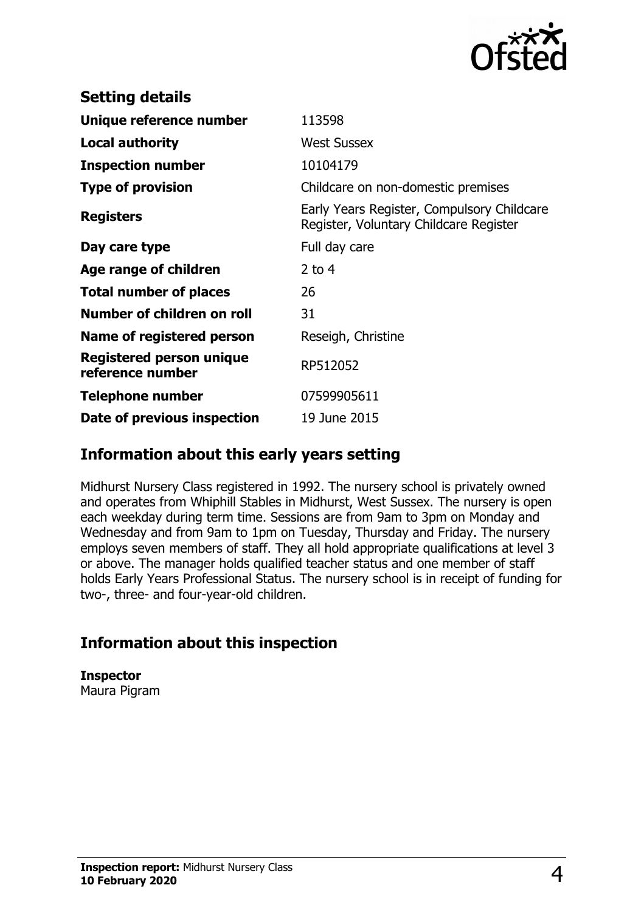## Setting details

| | |
|---|---|
| **Unique reference number** | 113598 |
| **Local authority** | West Sussex |
| **Inspection number** | 10104179 |
| **Type of provision** | Childcare on non-domestic premises |
| **Registers** | Early Years Register, Compulsory Childcare Register, Voluntary Childcare Register |
| **Day care type** | Full day care |
| **Age range of children** | 2 to 4 |
| **Total number of places** | 26 |
| **Number of children on roll** | 31 |
| **Name of registered person** | Reseigh, Christine |
| **Registered person unique reference number** | RP512052 |
| **Telephone number** | 07599905611 |
| **Date of previous inspection** | 19 June 2015 |

## Information about this early years setting

Midhurst Nursery Class registered in 1992. The nursery school is privately owned and operates from Whiphill Stables in Midhurst, West Sussex. The nursery is open each weekday during term time. Sessions are from 9am to 3pm on Monday and Wednesday and from 9am to 1pm on Tuesday, Thursday and Friday. The nursery employs seven members of staff. They all hold appropriate qualifications at level 3 or above. The manager holds qualified teacher status and one member of staff holds Early Years Professional Status. The nursery school is in receipt of funding for two-, three- and four-year-old children.

## Information about this inspection

**Inspector**
Maura Pigram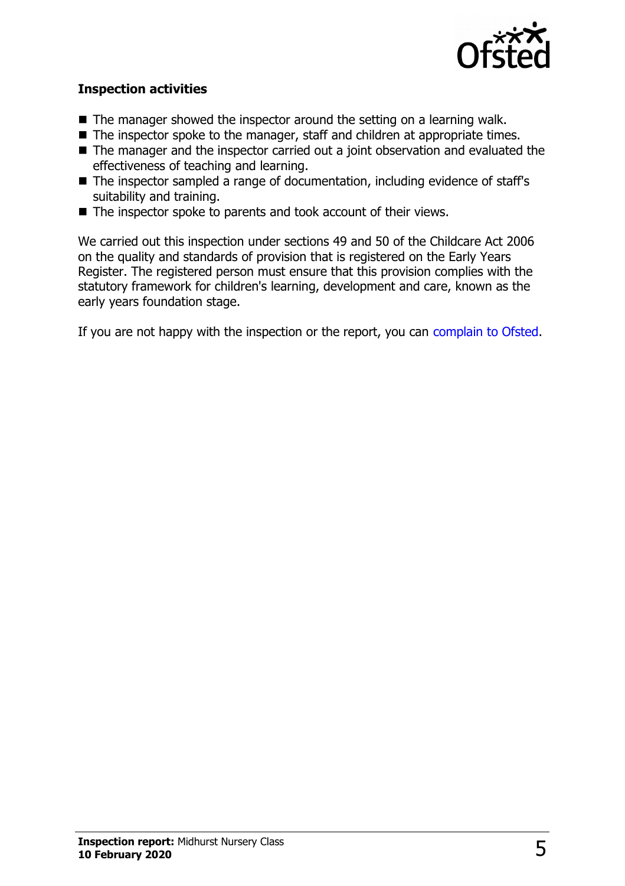### Inspection activities

- The manager showed the inspector around the setting on a learning walk.
- The inspector spoke to the manager, staff and children at appropriate times.
- The manager and the inspector carried out a joint observation and evaluated the effectiveness of teaching and learning.
- The inspector sampled a range of documentation, including evidence of staff's suitability and training.
- The inspector spoke to parents and took account of their views.

We carried out this inspection under sections 49 and 50 of the Childcare Act 2006 on the quality and standards of provision that is registered on the Early Years Register. The registered person must ensure that this provision complies with the statutory framework for children's learning, development and care, known as the early years foundation stage.

If you are not happy with the inspection or the report, you can complain to Ofsted.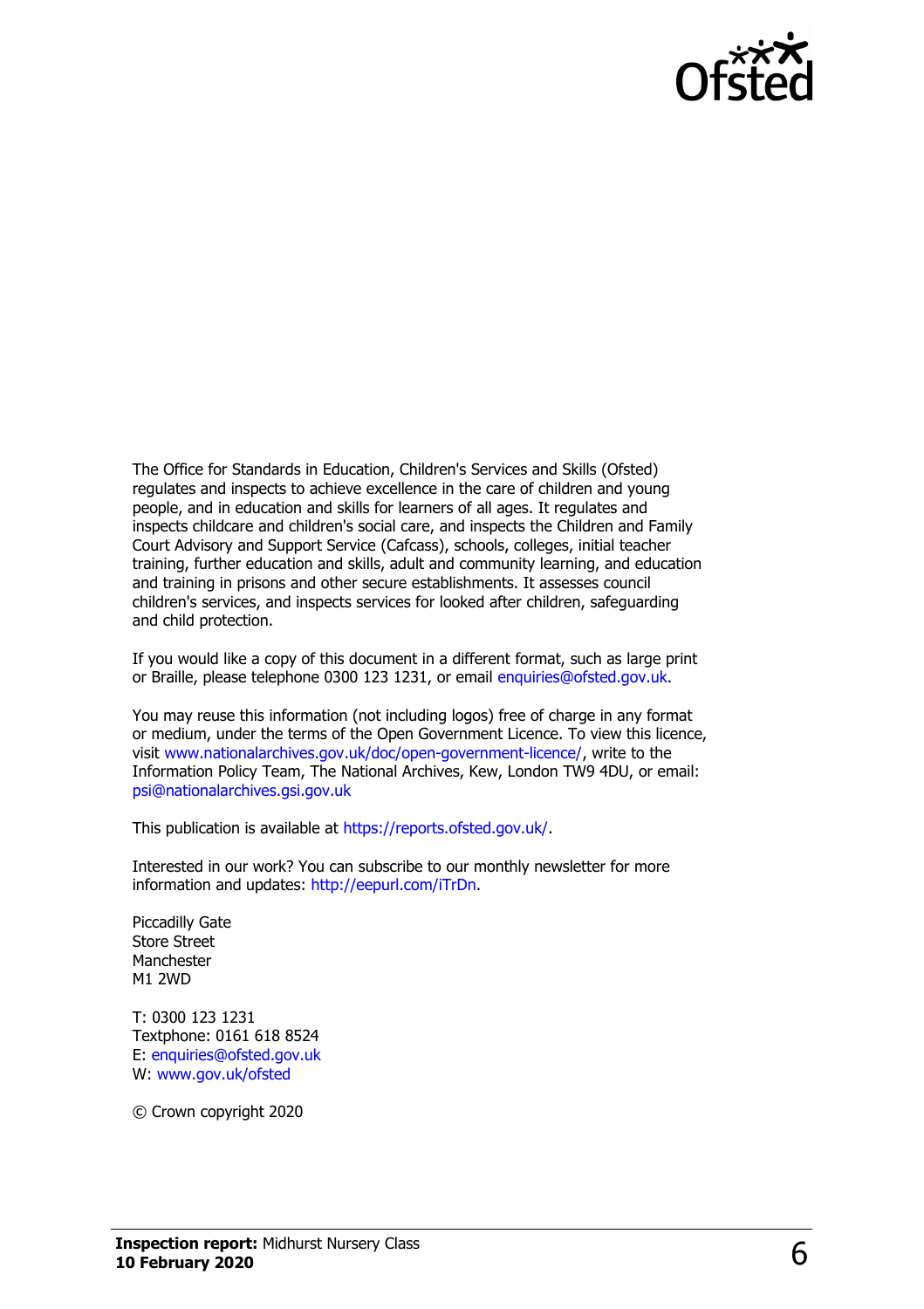The Office for Standards in Education, Children's Services and Skills (Ofsted) regulates and inspects to achieve excellence in the care of children and young people, and in education and skills for learners of all ages. It regulates and inspects childcare and children's social care, and inspects the Children and Family Court Advisory and Support Service (Cafcass), schools, colleges, initial teacher training, further education and skills, adult and community learning, and education and training in prisons and other secure establishments. It assesses council children's services, and inspects services for looked after children, safeguarding and child protection.

If you would like a copy of this document in a different format, such as large print or Braille, please telephone 0300 123 1231, or email enquiries@ofsted.gov.uk.

You may reuse this information (not including logos) free of charge in any format or medium, under the terms of the Open Government Licence. To view this licence, visit www.nationalarchives.gov.uk/doc/open-government-licence/, write to the Information Policy Team, The National Archives, Kew, London TW9 4DU, or email: psi@nationalarchives.gsi.gov.uk

This publication is available at https://reports.ofsted.gov.uk/.

Interested in our work? You can subscribe to our monthly newsletter for more information and updates: http://eepurl.com/iTrDn.

Piccadilly Gate
Store Street
Manchester
M1 2WD

T: 0300 123 1231
Textphone: 0161 618 8524
E: enquiries@ofsted.gov.uk
W: www.gov.uk/ofsted

© Crown copyright 2020